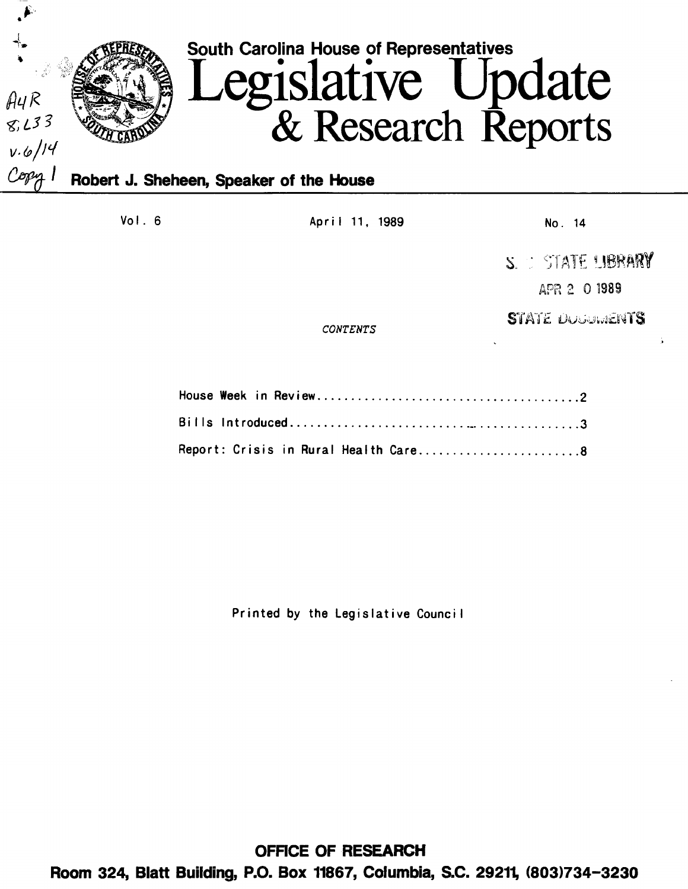South Carolina House of Representatives

# Legislative Update & Research Reports

**Robert J. Sheheen, Speaker of the House**

Vol. 6 | April 11, 1989 | No. 14

*CONTENTS*

House Week in Review........................................2

Bills Introduced..............................................3

Report: Crisis in Rural Health Care.........................8

Printed by the Legislative Council

**OFFICE OF RESEARCH**

**Room 324, Blatt Building, P.O. Box 11867, Columbia, S.C. 29211, (803)734-3230**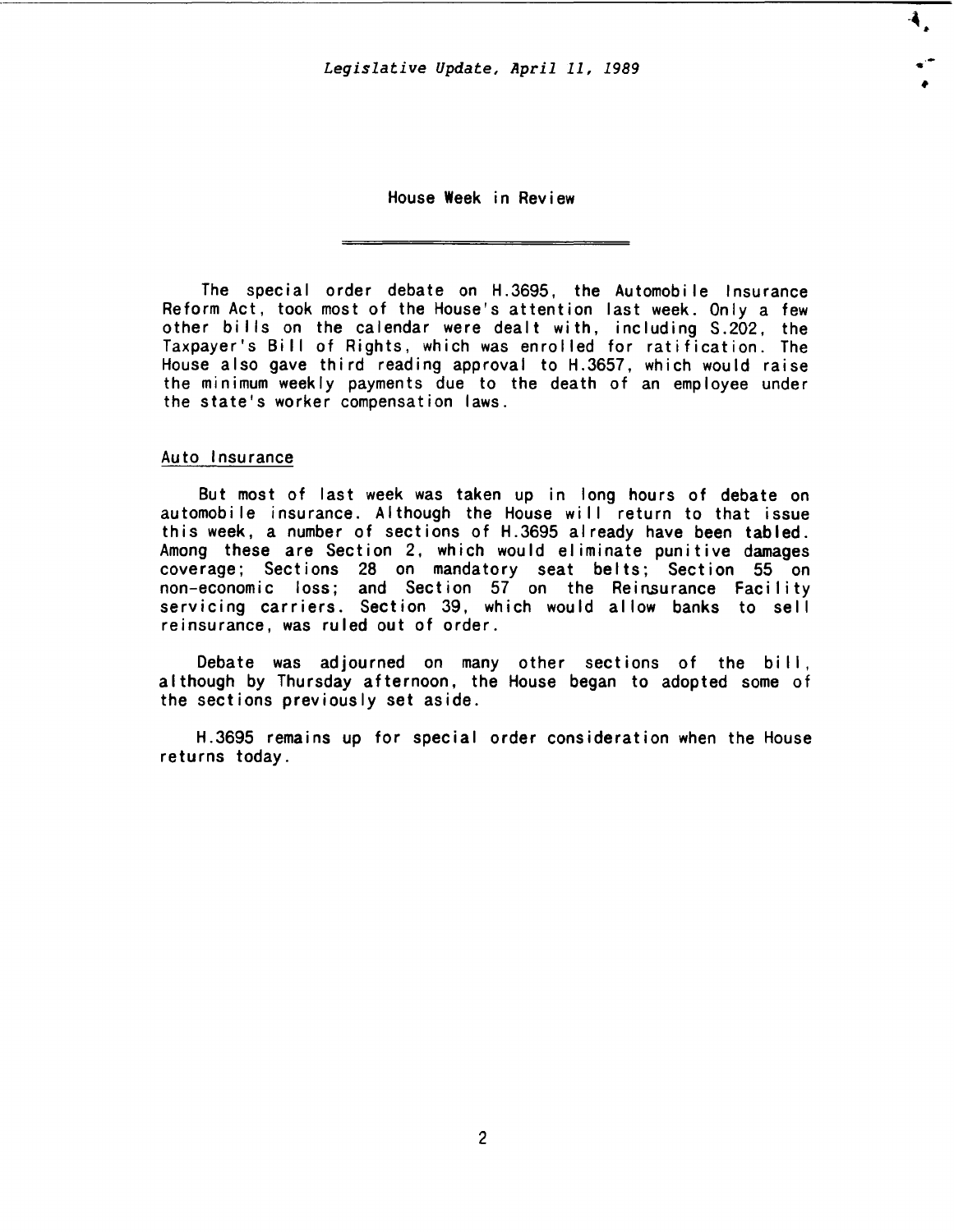## House Week in Review

The special order debate on H.3695, the Automobile Insurance Reform Act, took most of the House's attention last week. Only a few other bills on the calendar were dealt with, including S.202, the Taxpayer's Bill of Rights, which was enrolled for ratification. The House also gave third reading approval to H.3657, which would raise the minimum weekly payments due to the death of an employee under the state's worker compensation laws.

### Auto Insurance

But most of last week was taken up in long hours of debate on automobile insurance. Although the House will return to that issue this week, a number of sections of H.3695 already have been tabled. Among these are Section 2, which would eliminate punitive damages coverage; Sections 28 on mandatory seat belts; Section 55 on non-economic loss; and Section 57 on the Reinsurance Facility servicing carriers. Section 39, which would allow banks to sell reinsurance, was ruled out of order.

Debate was adjourned on many other sections of the bill, although by Thursday afternoon, the House began to adopted some of the sections previously set aside.

H.3695 remains up for special order consideration when the House returns today.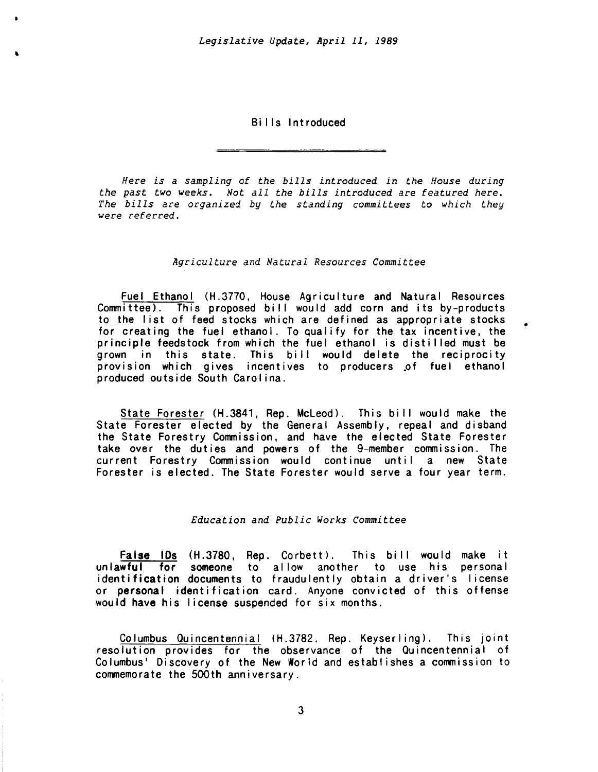## Bills Introduced

*Here is a sampling of the bills introduced in the House during the past two weeks. Not all the bills introduced are featured here. The bills are organized by the standing committees to which they were referred.*

### *Agriculture and Natural Resources Committee*

Fuel Ethanol (H.3770, House Agriculture and Natural Resources Committee). This proposed bill would add corn and its by-products to the list of feed stocks which are defined as appropriate stocks for creating the fuel ethanol. To qualify for the tax incentive, the principle feedstock from which the fuel ethanol is distilled must be grown in this state. This bill would delete the reciprocity provision which gives incentives to producers of fuel ethanol produced outside South Carolina.

State Forester (H.3841, Rep. McLeod). This bill would make the State Forester elected by the General Assembly, repeal and disband the State Forestry Commission, and have the elected State Forester take over the duties and powers of the 9-member commission. The current Forestry Commission would continue until a new State Forester is elected. The State Forester would serve a four year term.

### *Education and Public Works Committee*

False IDs (H.3780, Rep. Corbett). This bill would make it unlawful for someone to allow another to use his personal identification documents to fraudulently obtain a driver's license or personal identification card. Anyone convicted of this offense would have his license suspended for six months.

Columbus Quincentennial (H.3782, Rep. Keyserling). This joint resolution provides for the observance of the Quincentennial of Columbus' Discovery of the New World and establishes a commission to commemorate the 500th anniversary.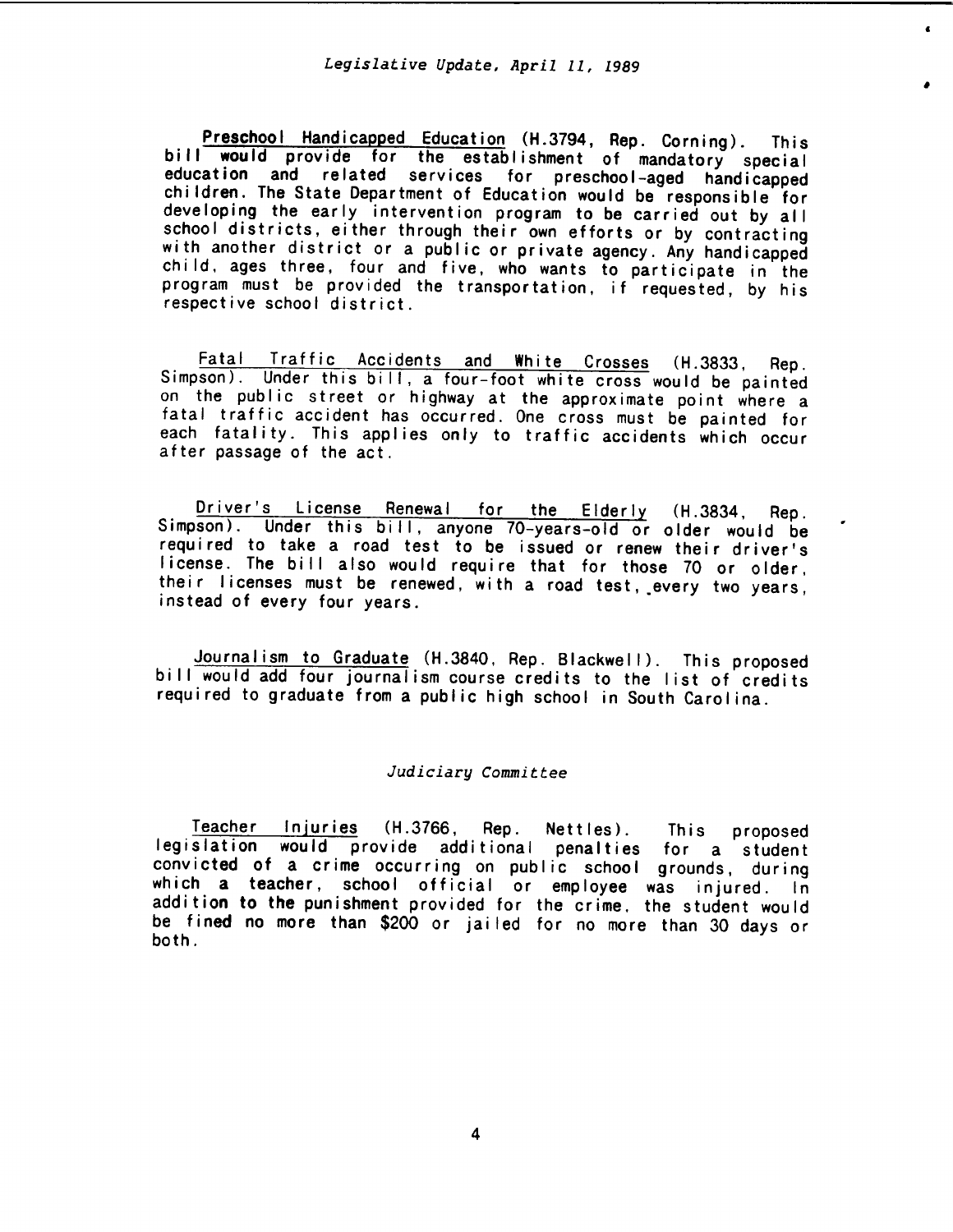Preschool Handicapped Education (H.3794, Rep. Corning). This bill would provide for the establishment of mandatory special education and related services for preschool-aged handicapped children. The State Department of Education would be responsible for developing the early intervention program to be carried out by all school districts, either through their own efforts or by contracting with another district or a public or private agency. Any handicapped child, ages three, four and five, who wants to participate in the program must be provided the transportation, if requested, by his respective school district.

Fatal Traffic Accidents and White Crosses (H.3833, Rep. Simpson). Under this bill, a four-foot white cross would be painted on the public street or highway at the approximate point where a fatal traffic accident has occurred. One cross must be painted for each fatality. This applies only to traffic accidents which occur after passage of the act.

Driver's License Renewal for the Elderly (H.3834, Rep. Simpson). Under this bill, anyone 70-years-old or older would be required to take a road test to be issued or renew their driver's license. The bill also would require that for those 70 or older, their licenses must be renewed, with a road test, every two years, instead of every four years.

Journalism to Graduate (H.3840, Rep. Blackwell). This proposed bill would add four journalism course credits to the list of credits required to graduate from a public high school in South Carolina.

### *Judiciary Committee*

Teacher Injuries (H.3766, Rep. Nettles). This proposed legislation would provide additional penalties for a student convicted of a crime occurring on public school grounds, during which a teacher, school official or employee was injured. In addition to the punishment provided for the crime, the student would be fined no more than $200 or jailed for no more than 30 days or both.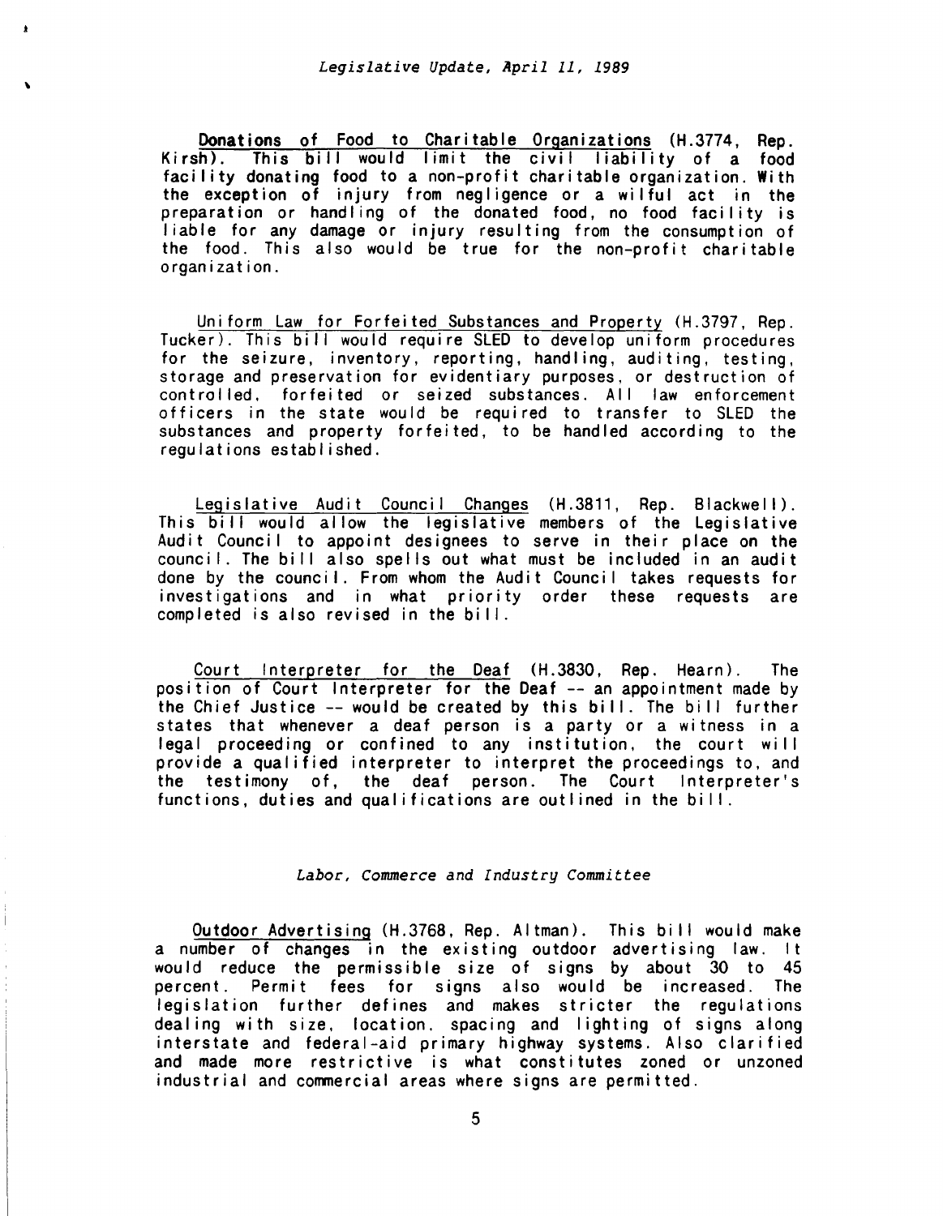Donations of Food to Charitable Organizations (H.3774, Rep. Kirsh). This bill would limit the civil liability of a food facility donating food to a non-profit charitable organization. With the exception of injury from negligence or a wilful act in the preparation or handling of the donated food, no food facility is liable for any damage or injury resulting from the consumption of the food. This also would be true for the non-profit charitable organization.

Uniform Law for Forfeited Substances and Property (H.3797, Rep. Tucker). This bill would require SLED to develop uniform procedures for the seizure, inventory, reporting, handling, auditing, testing, storage and preservation for evidentiary purposes, or destruction of controlled, forfeited or seized substances. All law enforcement officers in the state would be required to transfer to SLED the substances and property forfeited, to be handled according to the regulations established.

Legislative Audit Council Changes (H.3811, Rep. Blackwell). This bill would allow the legislative members of the Legislative Audit Council to appoint designees to serve in their place on the council. The bill also spells out what must be included in an audit done by the council. From whom the Audit Council takes requests for investigations and in what priority order these requests are completed is also revised in the bill.

Court Interpreter for the Deaf (H.3830, Rep. Hearn). The position of Court Interpreter for the Deaf -- an appointment made by the Chief Justice -- would be created by this bill. The bill further states that whenever a deaf person is a party or a witness in a legal proceeding or confined to any institution, the court will provide a qualified interpreter to interpret the proceedings to, and the testimony of, the deaf person. The Court Interpreter's functions, duties and qualifications are outlined in the bill.

*Labor, Commerce and Industry Committee*

Outdoor Advertising (H.3768, Rep. Altman). This bill would make a number of changes in the existing outdoor advertising law. It would reduce the permissible size of signs by about 30 to 45 percent. Permit fees for signs also would be increased. The legislation further defines and makes stricter the regulations dealing with size, location, spacing and lighting of signs along interstate and federal-aid primary highway systems. Also clarified and made more restrictive is what constitutes zoned or unzoned industrial and commercial areas where signs are permitted.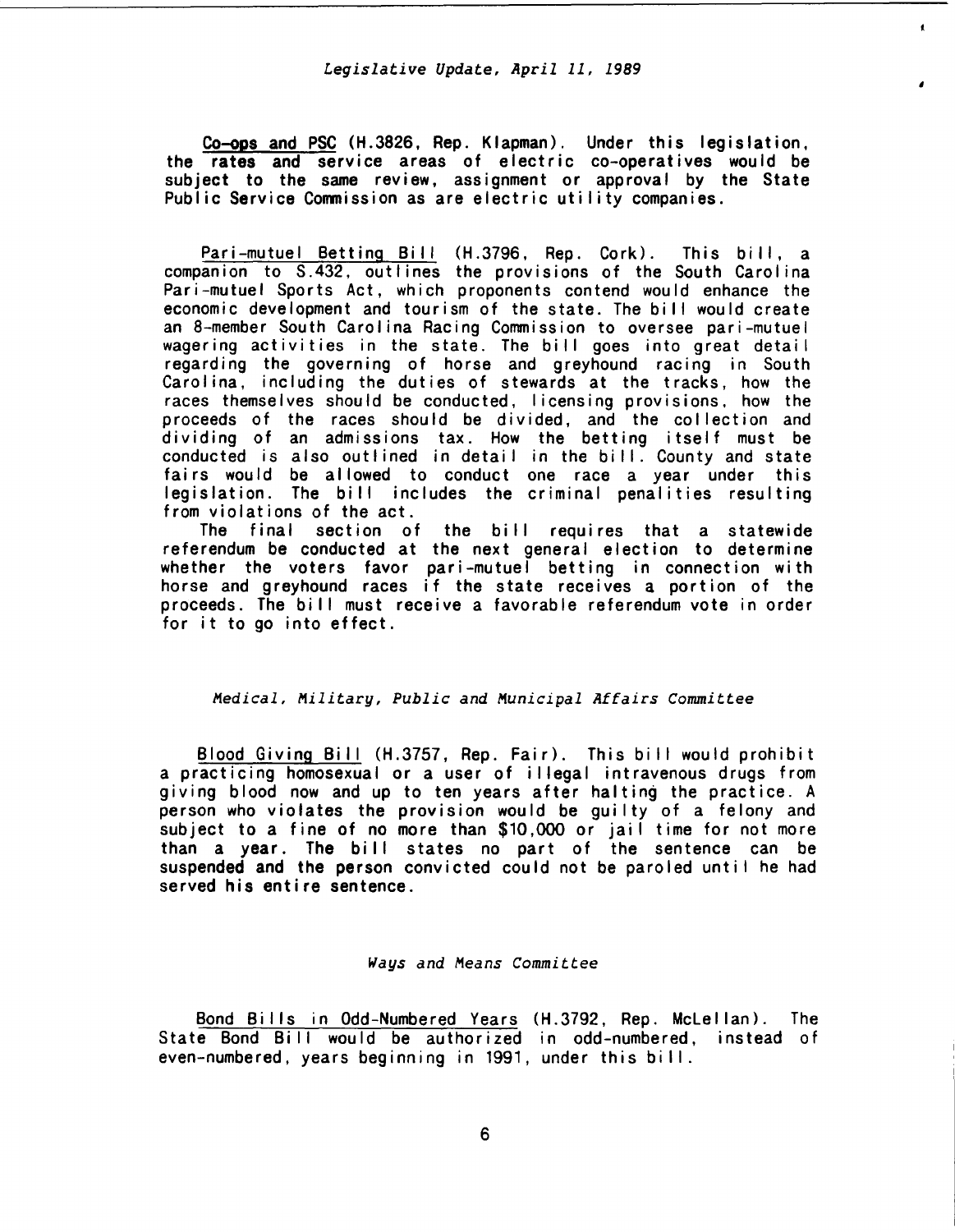Co-ops and PSC (H.3826, Rep. Klapman). Under this legislation, the rates and service areas of electric co-operatives would be subject to the same review, assignment or approval by the State Public Service Commission as are electric utility companies.

Pari-mutuel Betting Bill (H.3796, Rep. Cork). This bill, a companion to S.432, outlines the provisions of the South Carolina Pari-mutuel Sports Act, which proponents contend would enhance the economic development and tourism of the state. The bill would create an 8-member South Carolina Racing Commission to oversee pari-mutuel wagering activities in the state. The bill goes into great detail regarding the governing of horse and greyhound racing in South Carolina, including the duties of stewards at the tracks, how the races themselves should be conducted, licensing provisions, how the proceeds of the races should be divided, and the collection and dividing of an admissions tax. How the betting itself must be conducted is also outlined in detail in the bill. County and state fairs would be allowed to conduct one race a year under this legislation. The bill includes the criminal penalities resulting from violations of the act.

The final section of the bill requires that a statewide referendum be conducted at the next general election to determine whether the voters favor pari-mutuel betting in connection with horse and greyhound races if the state receives a portion of the proceeds. The bill must receive a favorable referendum vote in order for it to go into effect.

### *Medical, Military, Public and Municipal Affairs Committee*

Blood Giving Bill (H.3757, Rep. Fair). This bill would prohibit a practicing homosexual or a user of illegal intravenous drugs from giving blood now and up to ten years after halting the practice. A person who violates the provision would be guilty of a felony and subject to a fine of no more than $10,000 or jail time for not more than a year. The bill states no part of the sentence can be suspended and the person convicted could not be paroled until he had served his entire sentence.

### *Ways and Means Committee*

Bond Bills in Odd-Numbered Years (H.3792, Rep. McLellan). The State Bond Bill would be authorized in odd-numbered, instead of even-numbered, years beginning in 1991, under this bill.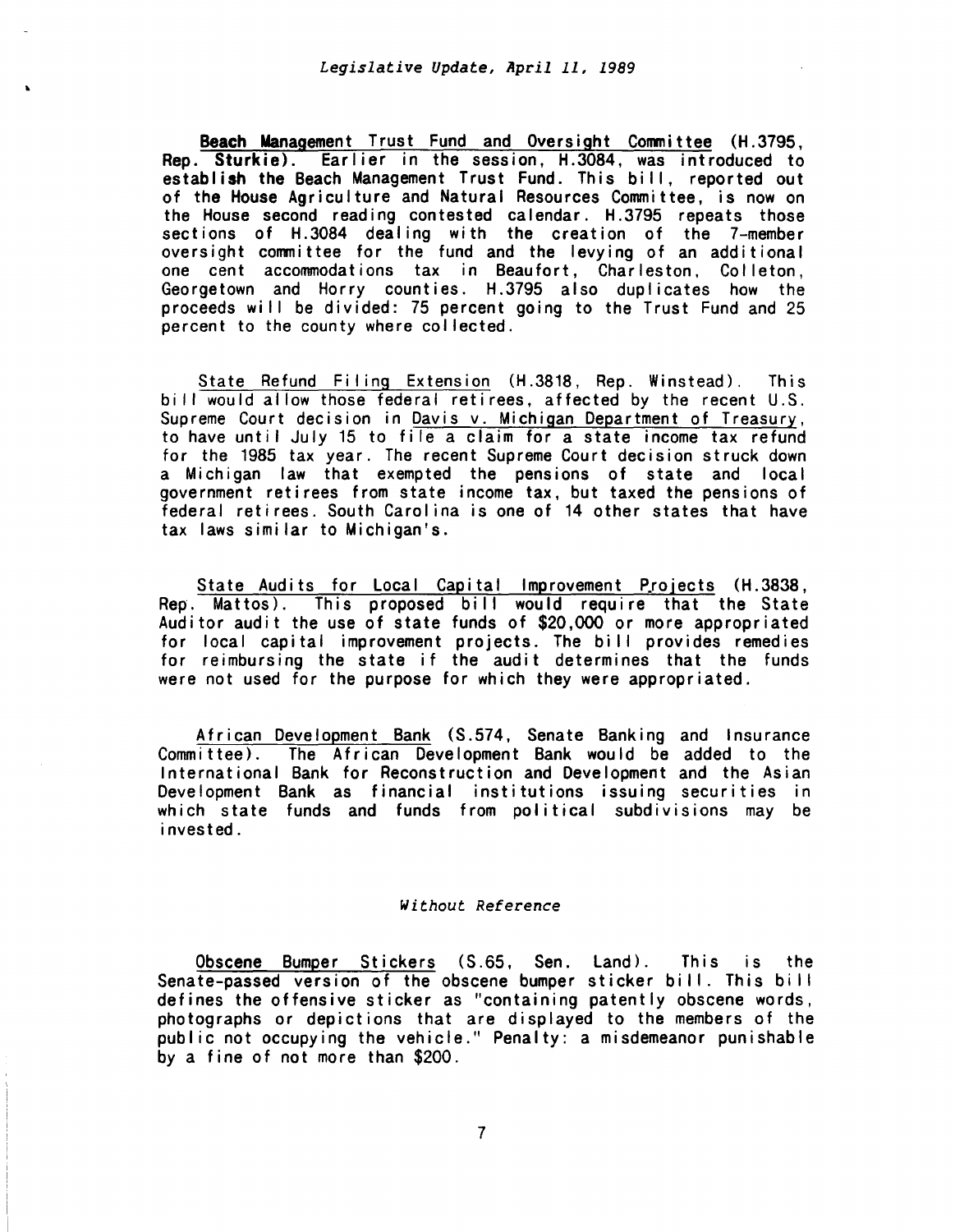**Beach Management Trust Fund and Oversight Committee** (H.3795, Rep. Sturkie). Earlier in the session, H.3084, was introduced to establish the Beach Management Trust Fund. This bill, reported out of the House Agriculture and Natural Resources Committee, is now on the House second reading contested calendar. H.3795 repeats those sections of H.3084 dealing with the creation of the 7-member oversight committee for the fund and the levying of an additional one cent accommodations tax in Beaufort, Charleston, Colleton, Georgetown and Horry counties. H.3795 also duplicates how the proceeds will be divided: 75 percent going to the Trust Fund and 25 percent to the county where collected.

State Refund Filing Extension (H.3818, Rep. Winstead). This bill would allow those federal retirees, affected by the recent U.S. Supreme Court decision in Davis v. Michigan Department of Treasury, to have until July 15 to file a claim for a state income tax refund for the 1985 tax year. The recent Supreme Court decision struck down a Michigan law that exempted the pensions of state and local government retirees from state income tax, but taxed the pensions of federal retirees. South Carolina is one of 14 other states that have tax laws similar to Michigan's.

State Audits for Local Capital Improvement Projects (H.3838, Rep. Mattos). This proposed bill would require that the State Auditor audit the use of state funds of $20,000 or more appropriated for local capital improvement projects. The bill provides remedies for reimbursing the state if the audit determines that the funds were not used for the purpose for which they were appropriated.

African Development Bank (S.574, Senate Banking and Insurance Committee). The African Development Bank would be added to the International Bank for Reconstruction and Development and the Asian Development Bank as financial institutions issuing securities in which state funds and funds from political subdivisions may be invested.

*Without Reference*

Obscene Bumper Stickers (S.65, Sen. Land). This is the Senate-passed version of the obscene bumper sticker bill. This bill defines the offensive sticker as "containing patently obscene words, photographs or depictions that are displayed to the members of the public not occupying the vehicle." Penalty: a misdemeanor punishable by a fine of not more than $200.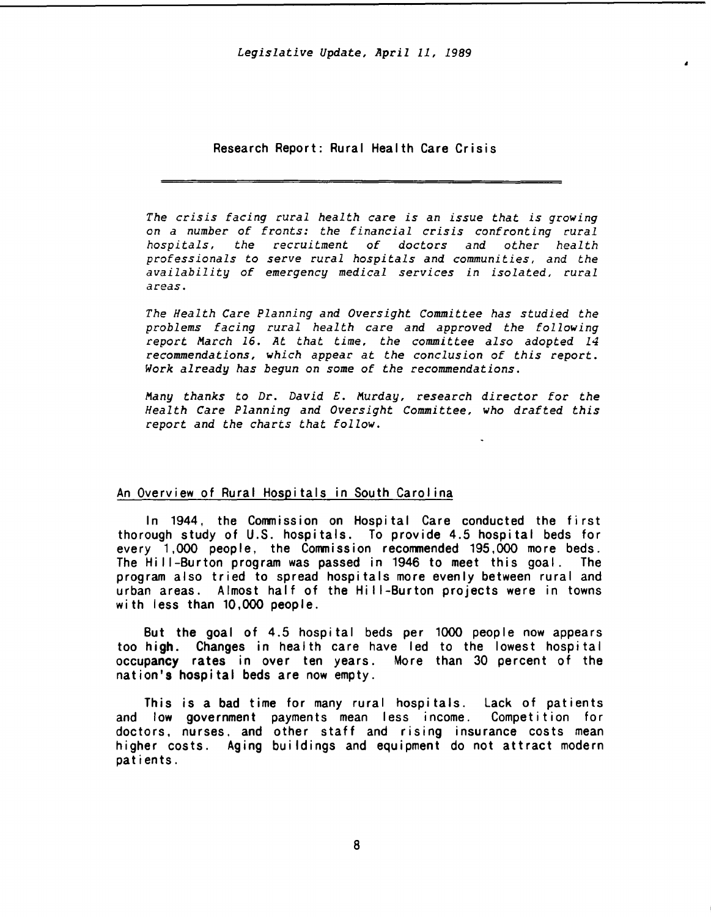## Research Report: Rural Health Care Crisis

*The crisis facing rural health care is an issue that is growing on a number of fronts: the financial crisis confronting rural hospitals, the recruitment of doctors and other health professionals to serve rural hospitals and communities, and the availability of emergency medical services in isolated, rural areas.*

*The Health Care Planning and Oversight Committee has studied the problems facing rural health care and approved the following report March 16. At that time, the committee also adopted 14 recommendations, which appear at the conclusion of this report. Work already has begun on some of the recommendations.*

*Many thanks to Dr. David E. Murday, research director for the Health Care Planning and Oversight Committee, who drafted this report and the charts that follow.*

### An Overview of Rural Hospitals in South Carolina

In 1944, the Commission on Hospital Care conducted the first thorough study of U.S. hospitals. To provide 4.5 hospital beds for every 1,000 people, the Commission recommended 195,000 more beds. The Hill-Burton program was passed in 1946 to meet this goal. The program also tried to spread hospitals more evenly between rural and urban areas. Almost half of the Hill-Burton projects were in towns with less than 10,000 people.

But the goal of 4.5 hospital beds per 1000 people now appears too high. Changes in health care have led to the lowest hospital occupancy rates in over ten years. More than 30 percent of the nation's hospital beds are now empty.

This is a bad time for many rural hospitals. Lack of patients and low government payments mean less income. Competition for doctors, nurses, and other staff and rising insurance costs mean higher costs. Aging buildings and equipment do not attract modern patients.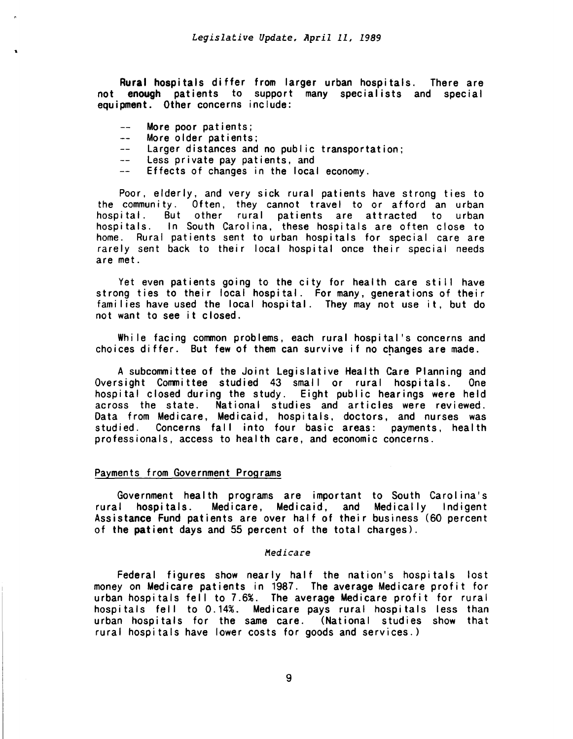Rural hospitals differ from larger urban hospitals. There are not enough patients to support many specialists and special equipment. Other concerns include:

- -- More poor patients;
- -- More older patients;
- -- Larger distances and no public transportation;
- -- Less private pay patients, and
- -- Effects of changes in the local economy.

Poor, elderly, and very sick rural patients have strong ties to the community. Often, they cannot travel to or afford an urban hospital. But other rural patients are attracted to urban hospitals. In South Carolina, these hospitals are often close to home. Rural patients sent to urban hospitals for special care are rarely sent back to their local hospital once their special needs are met.

Yet even patients going to the city for health care still have strong ties to their local hospital. For many, generations of their families have used the local hospital. They may not use it, but do not want to see it closed.

While facing common problems, each rural hospital's concerns and choices differ. But few of them can survive if no changes are made.

A subcommittee of the Joint Legislative Health Care Planning and Oversight Committee studied 43 small or rural hospitals. One hospital closed during the study. Eight public hearings were held across the state. National studies and articles were reviewed. Data from Medicare, Medicaid, hospitals, doctors, and nurses was studied. Concerns fall into four basic areas: payments, health professionals, access to health care, and economic concerns.

## Payments from Government Programs

Government health programs are important to South Carolina's rural hospitals. Medicare, Medicaid, and Medically Indigent Assistance Fund patients are over half of their business (60 percent of the patient days and 55 percent of the total charges).

### *Medicare*

Federal figures show nearly half the nation's hospitals lost money on Medicare patients in 1987. The average Medicare profit for urban hospitals fell to 7.6%. The average Medicare profit for rural hospitals fell to 0.14%. Medicare pays rural hospitals less than urban hospitals for the same care. (National studies show that rural hospitals have lower costs for goods and services.)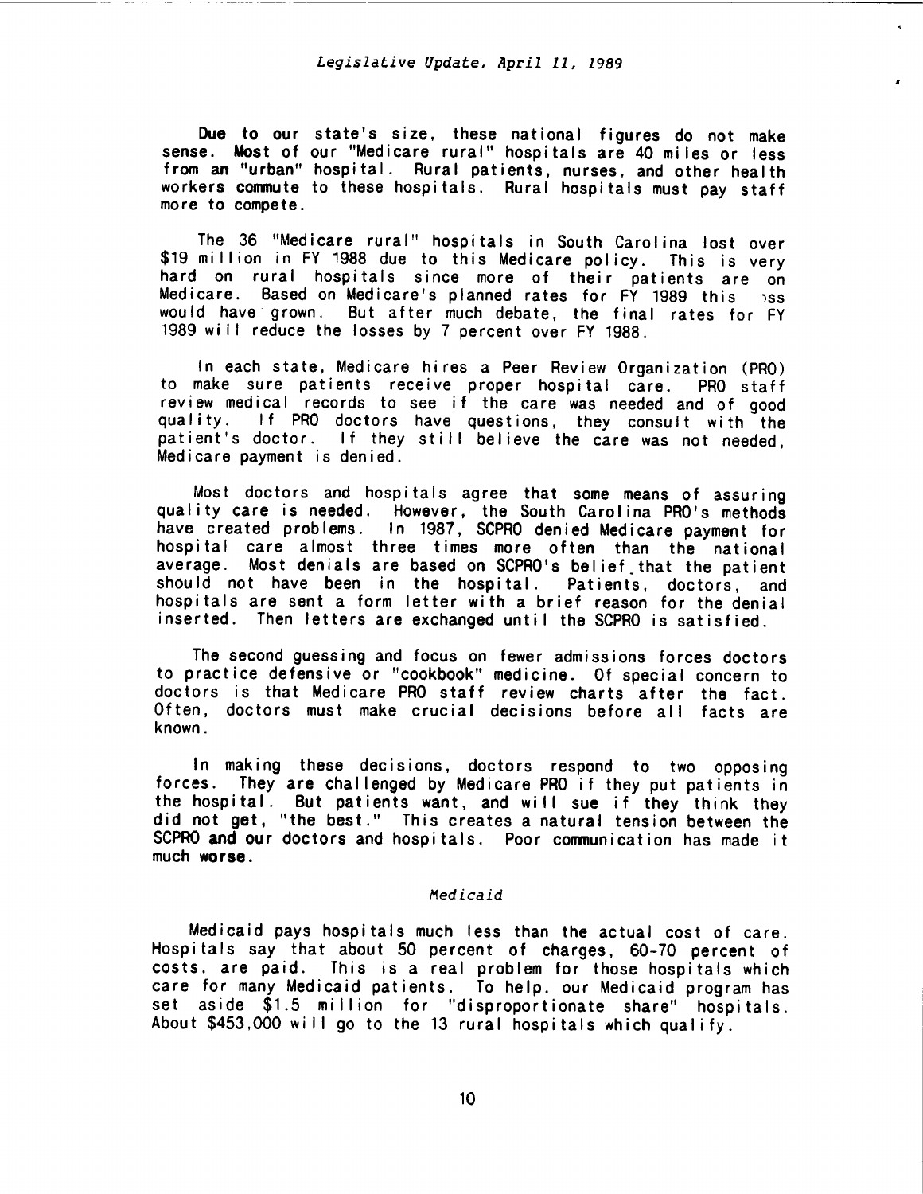Due to our state's size, these national figures do not make sense. Most of our "Medicare rural" hospitals are 40 miles or less from an "urban" hospital. Rural patients, nurses, and other health workers commute to these hospitals. Rural hospitals must pay staff more to compete.

The 36 "Medicare rural" hospitals in South Carolina lost over $19 million in FY 1988 due to this Medicare policy. This is very hard on rural hospitals since more of their patients are on Medicare. Based on Medicare's planned rates for FY 1989 this loss would have grown. But after much debate, the final rates for FY 1989 will reduce the losses by 7 percent over FY 1988.

In each state, Medicare hires a Peer Review Organization (PRO) to make sure patients receive proper hospital care. PRO staff review medical records to see if the care was needed and of good quality. If PRO doctors have questions, they consult with the patient's doctor. If they still believe the care was not needed, Medicare payment is denied.

Most doctors and hospitals agree that some means of assuring quality care is needed. However, the South Carolina PRO's methods have created problems. In 1987, SCPRO denied Medicare payment for hospital care almost three times more often than the national average. Most denials are based on SCPRO's belief that the patient should not have been in the hospital. Patients, doctors, and hospitals are sent a form letter with a brief reason for the denial inserted. Then letters are exchanged until the SCPRO is satisfied.

The second guessing and focus on fewer admissions forces doctors to practice defensive or "cookbook" medicine. Of special concern to doctors is that Medicare PRO staff review charts after the fact. Often, doctors must make crucial decisions before all facts are known.

In making these decisions, doctors respond to two opposing forces. They are challenged by Medicare PRO if they put patients in the hospital. But patients want, and will sue if they think they did not get, "the best." This creates a natural tension between the SCPRO and our doctors and hospitals. Poor communication has made it much worse.

### *Medicaid*

Medicaid pays hospitals much less than the actual cost of care. Hospitals say that about 50 percent of charges, 60-70 percent of costs, are paid. This is a real problem for those hospitals which care for many Medicaid patients. To help, our Medicaid program has set aside $1.5 million for "disproportionate share" hospitals. About $453,000 will go to the 13 rural hospitals which qualify.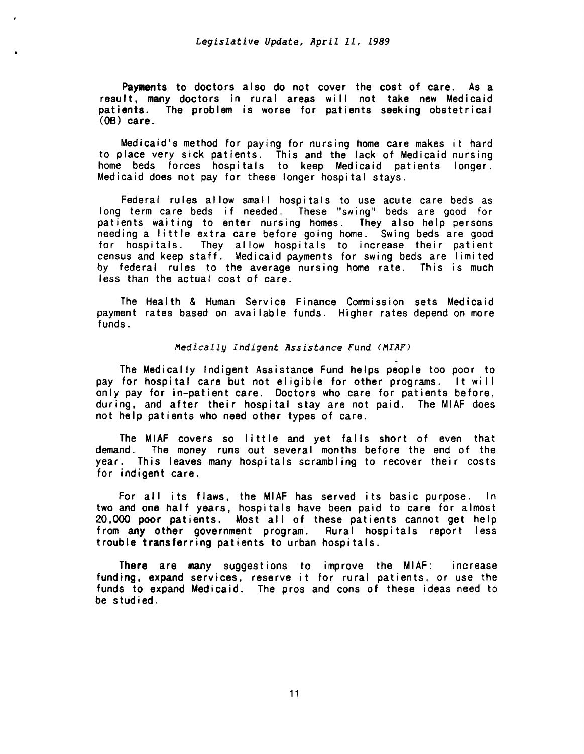Payments to doctors also do not cover the cost of care. As a result, many doctors in rural areas will not take new Medicaid patients. The problem is worse for patients seeking obstetrical (OB) care.

Medicaid's method for paying for nursing home care makes it hard to place very sick patients. This and the lack of Medicaid nursing home beds forces hospitals to keep Medicaid patients longer. Medicaid does not pay for these longer hospital stays.

Federal rules allow small hospitals to use acute care beds as long term care beds if needed. These "swing" beds are good for patients waiting to enter nursing homes. They also help persons needing a little extra care before going home. Swing beds are good for hospitals. They allow hospitals to increase their patient census and keep staff. Medicaid payments for swing beds are limited by federal rules to the average nursing home rate. This is much less than the actual cost of care.

The Health & Human Service Finance Commission sets Medicaid payment rates based on available funds. Higher rates depend on more funds.

### *Medically Indigent Assistance Fund (MIAF)*

The Medically Indigent Assistance Fund helps people too poor to pay for hospital care but not eligible for other programs. It will only pay for in-patient care. Doctors who care for patients before, during, and after their hospital stay are not paid. The MIAF does not help patients who need other types of care.

The MIAF covers so little and yet falls short of even that demand. The money runs out several months before the end of the year. This leaves many hospitals scrambling to recover their costs for indigent care.

For all its flaws, the MIAF has served its basic purpose. In two and one half years, hospitals have been paid to care for almost 20,000 poor patients. Most all of these patients cannot get help from any other government program. Rural hospitals report less trouble transferring patients to urban hospitals.

There are many suggestions to improve the MIAF: increase funding, expand services, reserve it for rural patients, or use the funds to expand Medicaid. The pros and cons of these ideas need to be studied.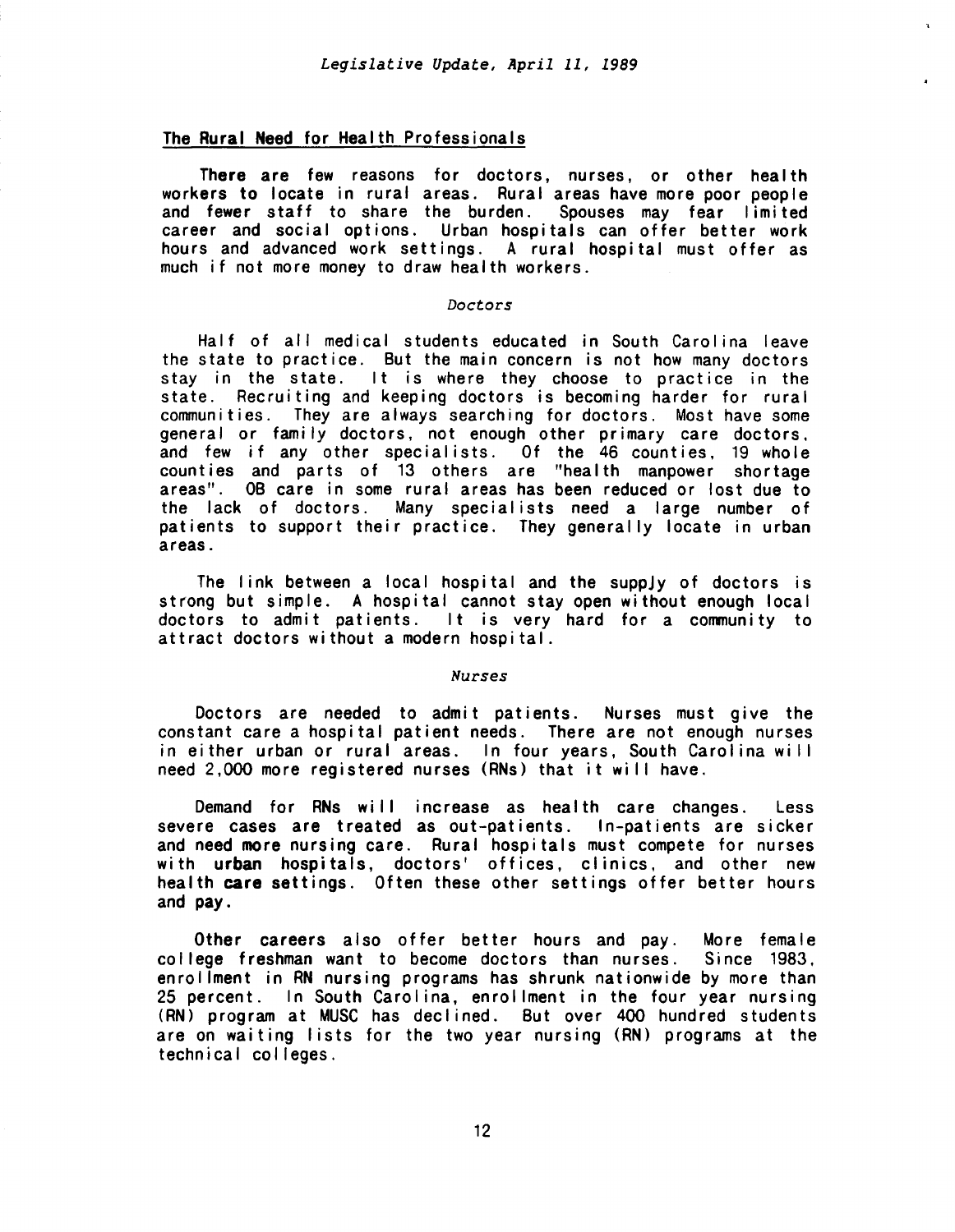## The Rural Need for Health Professionals

There are few reasons for doctors, nurses, or other health workers to locate in rural areas. Rural areas have more poor people and fewer staff to share the burden. Spouses may fear limited career and social options. Urban hospitals can offer better work hours and advanced work settings. A rural hospital must offer as much if not more money to draw health workers.

### *Doctors*

Half of all medical students educated in South Carolina leave the state to practice. But the main concern is not how many doctors stay in the state. It is where they choose to practice in the state. Recruiting and keeping doctors is becoming harder for rural communities. They are always searching for doctors. Most have some general or family doctors, not enough other primary care doctors, and few if any other specialists. Of the 46 counties, 19 whole counties and parts of 13 others are "health manpower shortage areas". OB care in some rural areas has been reduced or lost due to the lack of doctors. Many specialists need a large number of patients to support their practice. They generally locate in urban areas.

The link between a local hospital and the suppJy of doctors is strong but simple. A hospital cannot stay open without enough local doctors to admit patients. It is very hard for a community to attract doctors without a modern hospital.

### *Nurses*

Doctors are needed to admit patients. Nurses must give the constant care a hospital patient needs. There are not enough nurses in either urban or rural areas. In four years, South Carolina will need 2,000 more registered nurses (RNs) that it will have.

Demand for RNs will increase as health care changes. Less severe cases are treated as out-patients. In-patients are sicker and need more nursing care. Rural hospitals must compete for nurses with urban hospitals, doctors' offices, clinics, and other new health care settings. Often these other settings offer better hours and pay.

Other careers also offer better hours and pay. More female college freshman want to become doctors than nurses. Since 1983, enrollment in RN nursing programs has shrunk nationwide by more than 25 percent. In South Carolina, enrollment in the four year nursing (RN) program at MUSC has declined. But over 400 hundred students are on waiting lists for the two year nursing (RN) programs at the technical colleges.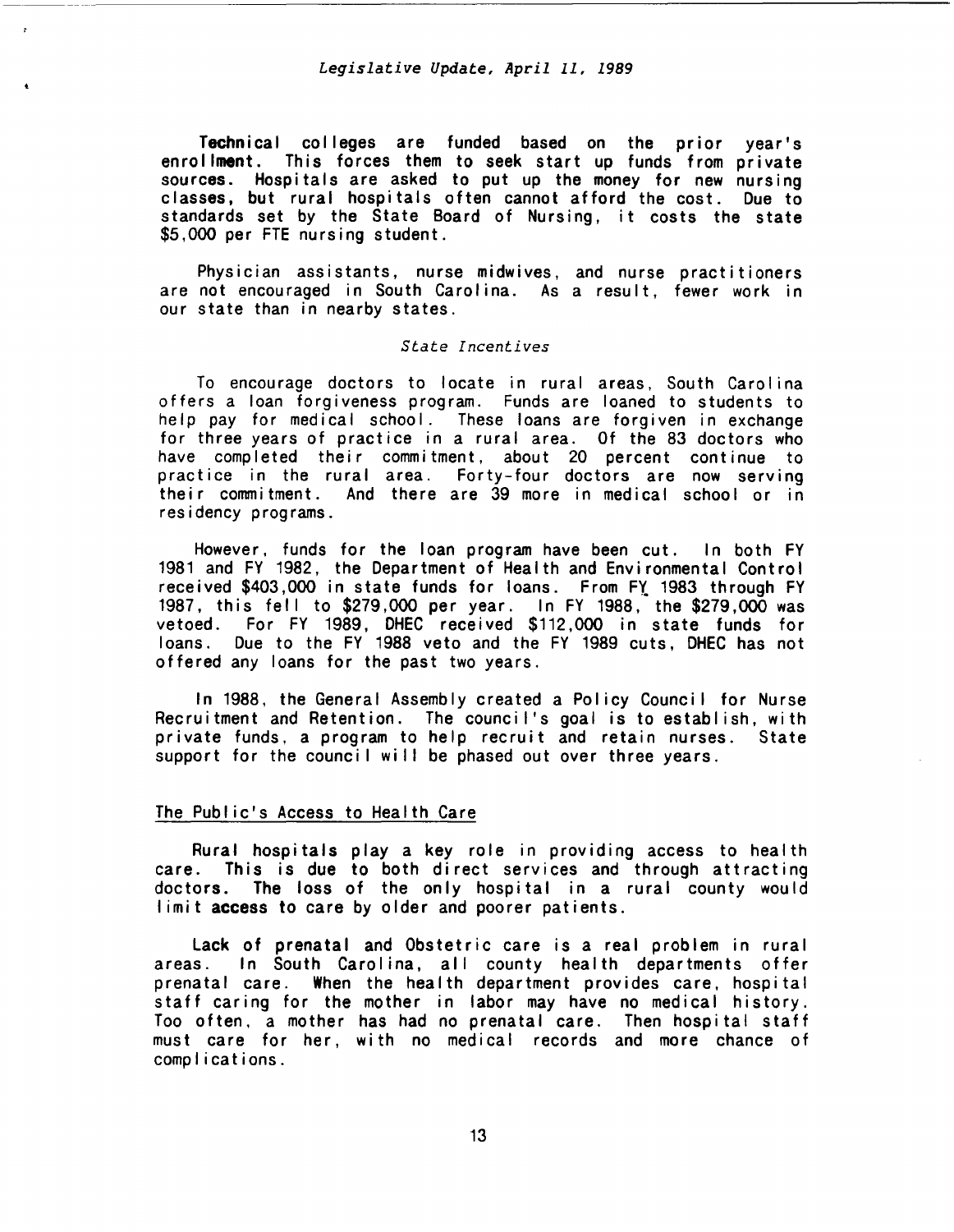Technical colleges are funded based on the prior year's enrollment. This forces them to seek start up funds from private sources. Hospitals are asked to put up the money for new nursing classes, but rural hospitals often cannot afford the cost. Due to standards set by the State Board of Nursing, it costs the state $5,000 per FTE nursing student.

Physician assistants, nurse midwives, and nurse practitioners are not encouraged in South Carolina. As a result, fewer work in our state than in nearby states.

*State Incentives*

To encourage doctors to locate in rural areas, South Carolina offers a loan forgiveness program. Funds are loaned to students to help pay for medical school. These loans are forgiven in exchange for three years of practice in a rural area. Of the 83 doctors who have completed their commitment, about 20 percent continue to practice in the rural area. Forty-four doctors are now serving their commitment. And there are 39 more in medical school or in residency programs.

However, funds for the loan program have been cut. In both FY 1981 and FY 1982, the Department of Health and Environmental Control received $403,000 in state funds for loans. From FY 1983 through FY 1987, this fell to $279,000 per year. In FY 1988, the $279,000 was vetoed. For FY 1989, DHEC received $112,000 in state funds for loans. Due to the FY 1988 veto and the FY 1989 cuts, DHEC has not offered any loans for the past two years.

In 1988, the General Assembly created a Policy Council for Nurse Recruitment and Retention. The council's goal is to establish, with private funds, a program to help recruit and retain nurses. State support for the council will be phased out over three years.

## The Public's Access to Health Care

Rural hospitals play a key role in providing access to health care. This is due to both direct services and through attracting doctors. The loss of the only hospital in a rural county would limit access to care by older and poorer patients.

Lack of prenatal and Obstetric care is a real problem in rural areas. In South Carolina, all county health departments offer prenatal care. When the health department provides care, hospital staff caring for the mother in labor may have no medical history. Too often, a mother has had no prenatal care. Then hospital staff must care for her, with no medical records and more chance of complications.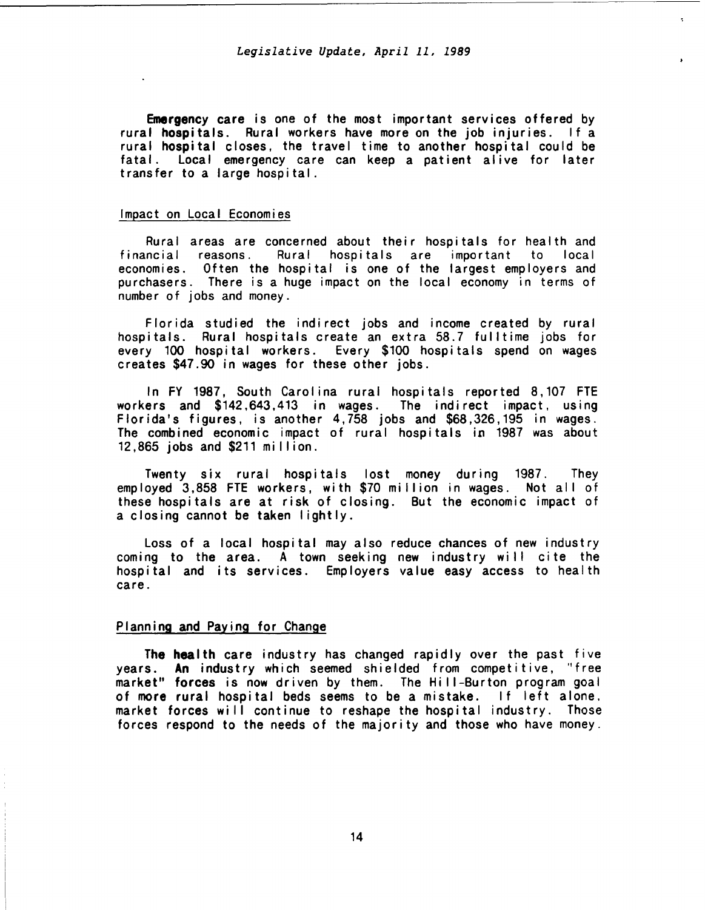**Emergency care** is one of the most important services offered by rural hospitals. Rural workers have more on the job injuries. If a rural hospital closes, the travel time to another hospital could be fatal. Local emergency care can keep a patient alive for later transfer to a large hospital.

## Impact on Local Economies

Rural areas are concerned about their hospitals for health and financial reasons. Rural hospitals are important to local economies. Often the hospital is one of the largest employers and purchasers. There is a huge impact on the local economy in terms of number of jobs and money.

Florida studied the indirect jobs and income created by rural hospitals. Rural hospitals create an extra 58.7 fulltime jobs for every 100 hospital workers. Every $100 hospitals spend on wages creates $47.90 in wages for these other jobs.

In FY 1987, South Carolina rural hospitals reported 8,107 FTE workers and $142,643,413 in wages. The indirect impact, using Florida's figures, is another 4,758 jobs and $68,326,195 in wages. The combined economic impact of rural hospitals in 1987 was about 12,865 jobs and $211 million.

Twenty six rural hospitals lost money during 1987. They employed 3,858 FTE workers, with $70 million in wages. Not all of these hospitals are at risk of closing. But the economic impact of a closing cannot be taken lightly.

Loss of a local hospital may also reduce chances of new industry coming to the area. A town seeking new industry will cite the hospital and its services. Employers value easy access to health care.

## Planning and Paying for Change

The health care industry has changed rapidly over the past five years. An industry which seemed shielded from competitive, "free market" forces is now driven by them. The Hill-Burton program goal of more rural hospital beds seems to be a mistake. If left alone, market forces will continue to reshape the hospital industry. Those forces respond to the needs of the majority and those who have money.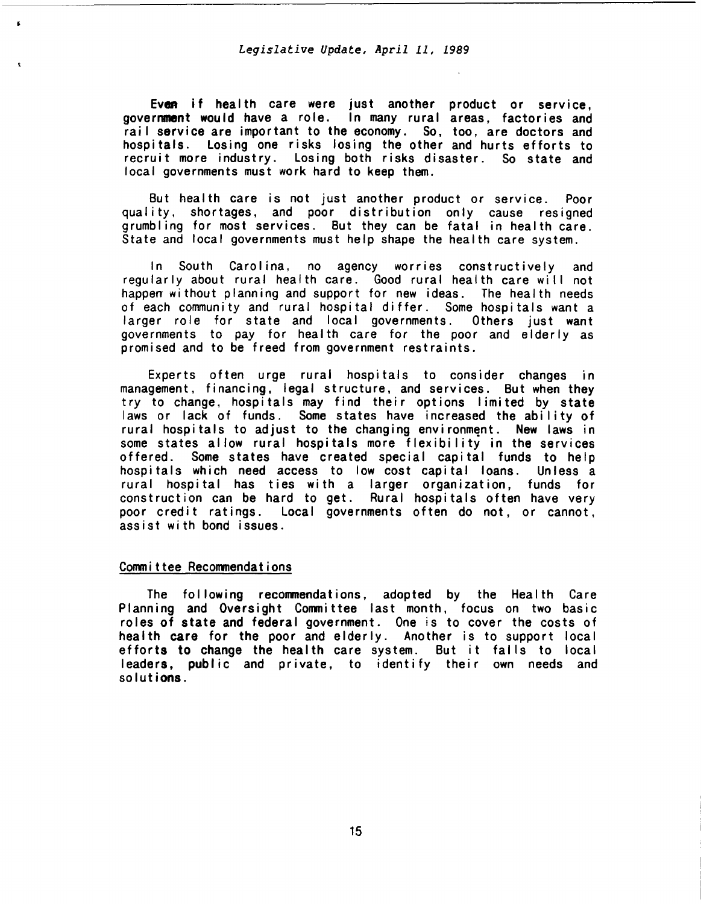Even if health care were just another product or service, government would have a role. In many rural areas, factories and rail service are important to the economy. So, too, are doctors and hospitals. Losing one risks losing the other and hurts efforts to recruit more industry. Losing both risks disaster. So state and local governments must work hard to keep them.

But health care is not just another product or service. Poor quality, shortages, and poor distribution only cause resigned grumbling for most services. But they can be fatal in health care. State and local governments must help shape the health care system.

In South Carolina, no agency worries constructively and regularly about rural health care. Good rural health care will not happen without planning and support for new ideas. The health needs of each community and rural hospital differ. Some hospitals want a larger role for state and local governments. Others just want governments to pay for health care for the poor and elderly as promised and to be freed from government restraints.

Experts often urge rural hospitals to consider changes in management, financing, legal structure, and services. But when they try to change, hospitals may find their options limited by state laws or lack of funds. Some states have increased the ability of rural hospitals to adjust to the changing environment. New laws in some states allow rural hospitals more flexibility in the services offered. Some states have created special capital funds to help hospitals which need access to low cost capital loans. Unless a rural hospital has ties with a larger organization, funds for construction can be hard to get. Rural hospitals often have very poor credit ratings. Local governments often do not, or cannot, assist with bond issues.

## Committee Recommendations

The following recommendations, adopted by the Health Care Planning and Oversight Committee last month, focus on two basic roles of state and federal government. One is to cover the costs of health care for the poor and elderly. Another is to support local efforts to change the health care system. But it falls to local leaders, public and private, to identify their own needs and solutions.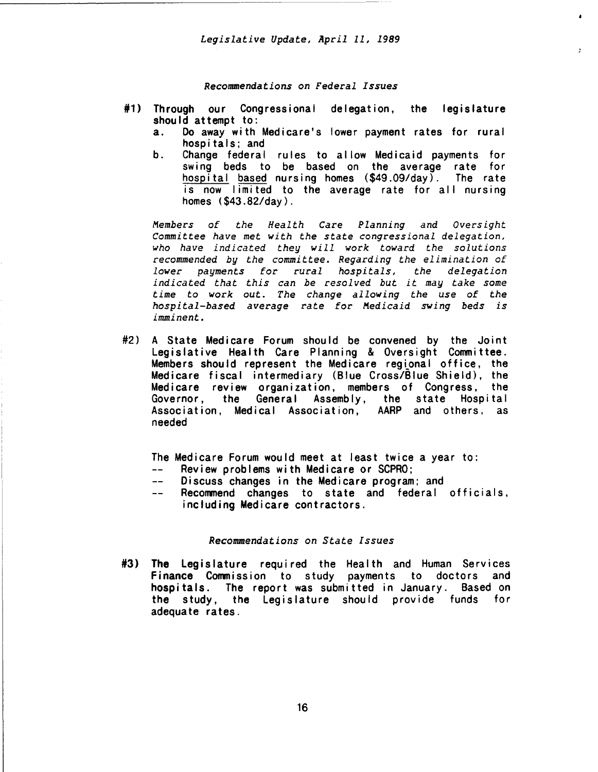*Recommendations on Federal Issues*

**#1) Through our Congressional delegation, the legislature should attempt to:**

a. Do away with Medicare's lower payment rates for rural hospitals; and

b. Change federal rules to allow Medicaid payments for swing beds to be based on the average rate for hospital based nursing homes ($49.09/day). The rate is now limited to the average rate for all nursing homes ($43.82/day).

*Members of the Health Care Planning and Oversight Committee have met with the state congressional delegation, who have indicated they will work toward the solutions recommended by the committee. Regarding the elimination of lower payments for rural hospitals, the delegation indicated that this can be resolved but it may take some time to work out. The change allowing the use of the hospital-based average rate for Medicaid swing beds is imminent.*

#2) A State Medicare Forum should be convened by the Joint Legislative Health Care Planning & Oversight Committee. Members should represent the Medicare regional office, the Medicare fiscal intermediary (Blue Cross/Blue Shield), the Medicare review organization, members of Congress, the Governor, the General Assembly, the state Hospital Association, Medical Association, AARP and others, as needed

The Medicare Forum would meet at least twice a year to:

-- Review problems with Medicare or SCPRO;

-- Discuss changes in the Medicare program; and

-- Recommend changes to state and federal officials, including Medicare contractors.

*Recommendations on State Issues*

**#3) The** Legislature required the Health and Human Services **Finance Commission** to study payments to doctors and **hospitals.** The report was submitted in January. Based on the study, the Legislature should provide funds for adequate rates.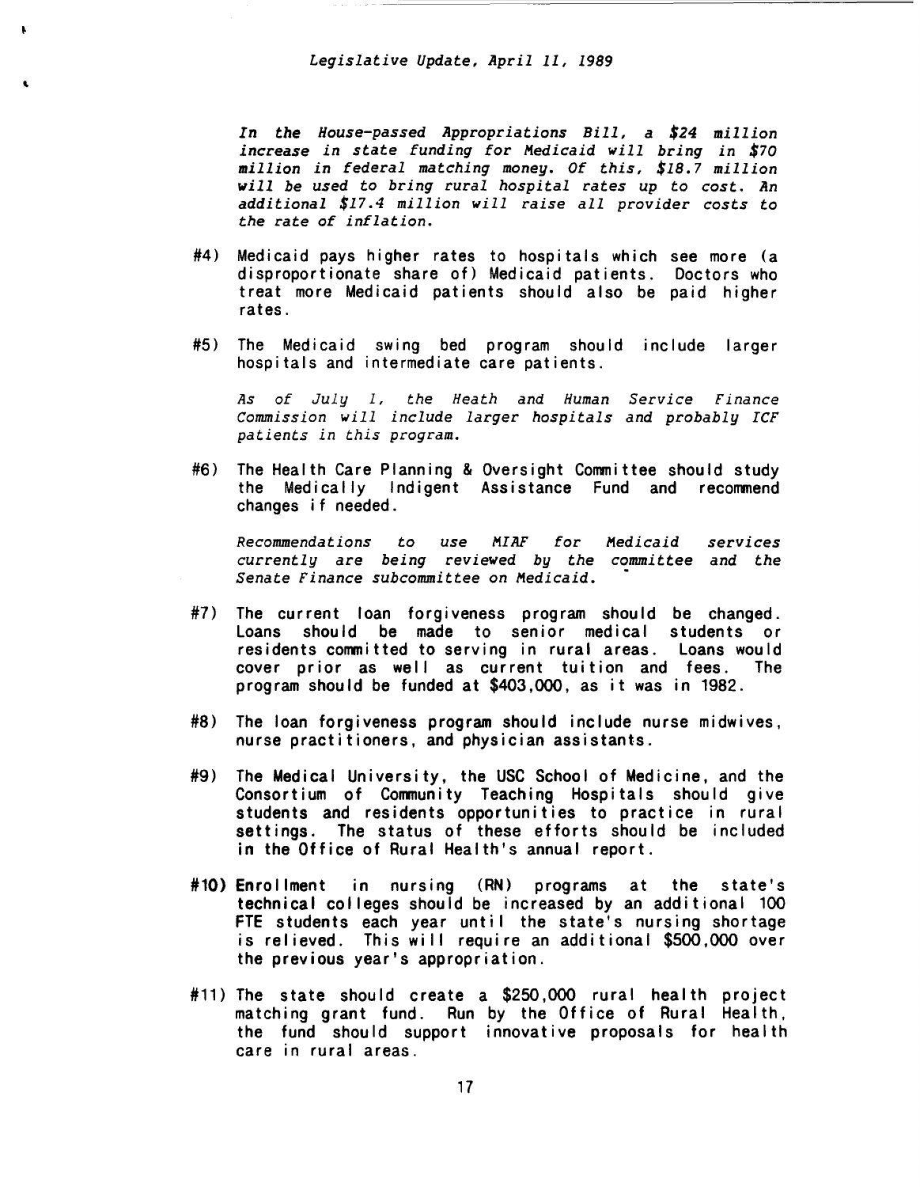*In the House-passed Appropriations Bill, a $24 million increase in state funding for Medicaid will bring in $70 million in federal matching money. Of this, $18.7 million will be used to bring rural hospital rates up to cost. An additional $17.4 million will raise all provider costs to the rate of inflation.*

#4) Medicaid pays higher rates to hospitals which see more (a disproportionate share of) Medicaid patients. Doctors who treat more Medicaid patients should also be paid higher rates.

#5) The Medicaid swing bed program should include larger hospitals and intermediate care patients.

*As of July 1, the Heath and Human Service Finance Commission will include larger hospitals and probably ICF patients in this program.*

#6) The Health Care Planning & Oversight Committee should study the Medically Indigent Assistance Fund and recommend changes if needed.

*Recommendations to use MIAF for Medicaid services currently are being reviewed by the committee and the Senate Finance subcommittee on Medicaid.*

#7) The current loan forgiveness program should be changed. Loans should be made to senior medical students or residents committed to serving in rural areas. Loans would cover prior as well as current tuition and fees. The program should be funded at $403,000, as it was in 1982.

#8) The loan forgiveness program should include nurse midwives, nurse practitioners, and physician assistants.

#9) The Medical University, the USC School of Medicine, and the Consortium of Community Teaching Hospitals should give students and residents opportunities to practice in rural settings. The status of these efforts should be included in the Office of Rural Health's annual report.

#10) Enrollment in nursing (RN) programs at the state's technical colleges should be increased by an additional 100 FTE students each year until the state's nursing shortage is relieved. This will require an additional $500,000 over the previous year's appropriation.

#11) The state should create a $250,000 rural health project matching grant fund. Run by the Office of Rural Health, the fund should support innovative proposals for health care in rural areas.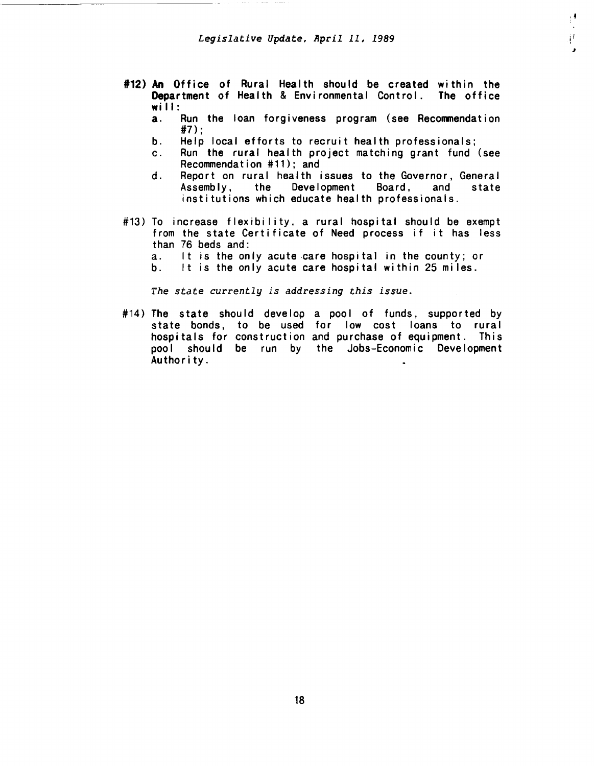#12) An Office of Rural Health should be created within the Department of Health & Environmental Control. The office will:

a. Run the loan forgiveness program (see Recommendation #7);
b. Help local efforts to recruit health professionals;
c. Run the rural health project matching grant fund (see Recommendation #11); and
d. Report on rural health issues to the Governor, General Assembly, the Development Board, and state institutions which educate health professionals.

#13) To increase flexibility, a rural hospital should be exempt from the state Certificate of Need process if it has less than 76 beds and:

a. It is the only acute care hospital in the county; or
b. It is the only acute care hospital within 25 miles.

*The state currently is addressing this issue.*

#14) The state should develop a pool of funds, supported by state bonds, to be used for low cost loans to rural hospitals for construction and purchase of equipment. This pool should be run by the Jobs-Economic Development Authority.